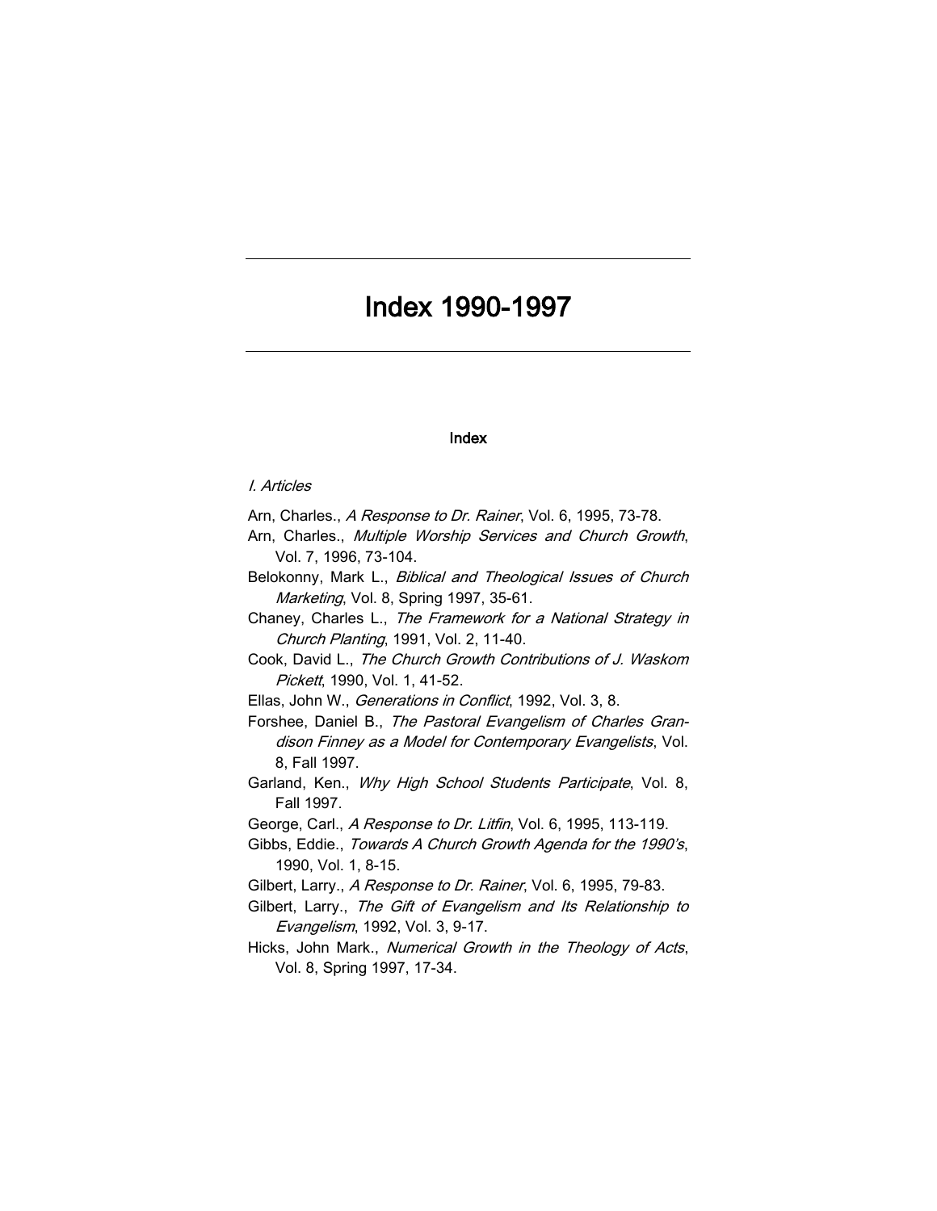# Index 1990-1997

## Index

*I. Articles*

Arn, Charles., *A Response to Dr. Rainer*, Vol. 6, 1995, 73-78.

Arn, Charles., *Multiple Worship Services and Church Growth*, Vol. 7, 1996, 73-104.

Belokonny, Mark L., *Biblical and Theological Issues of Church Marketing*, Vol. 8, Spring 1997, 35-61.

Chaney, Charles L., *The Framework for a National Strategy in Church Planting*, 1991, Vol. 2, 11-40.

Cook, David L., *The Church Growth Contributions of J. Waskom Pickett*, 1990, Vol. 1, 41-52.

Ellas, John W., *Generations in Conflict*, 1992, Vol. 3, 8.

Forshee, Daniel B., *The Pastoral Evangelism of Charles Grandison Finney as a Model for Contemporary Evangelists*, Vol. 8, Fall 1997.

Garland, Ken., *Why High School Students Participate*, Vol. 8, Fall 1997.

George, Carl., *A Response to Dr. Litfin*, Vol. 6, 1995, 113-119.

Gibbs, Eddie., *Towards A Church Growth Agenda for the 1990's*, 1990, Vol. 1, 8-15.

Gilbert, Larry., *A Response to Dr. Rainer*, Vol. 6, 1995, 79-83.

Gilbert, Larry., *The Gift of Evangelism and Its Relationship to Evangelism*, 1992, Vol. 3, 9-17.

Hicks, John Mark., *Numerical Growth in the Theology of Acts*, Vol. 8, Spring 1997, 17-34.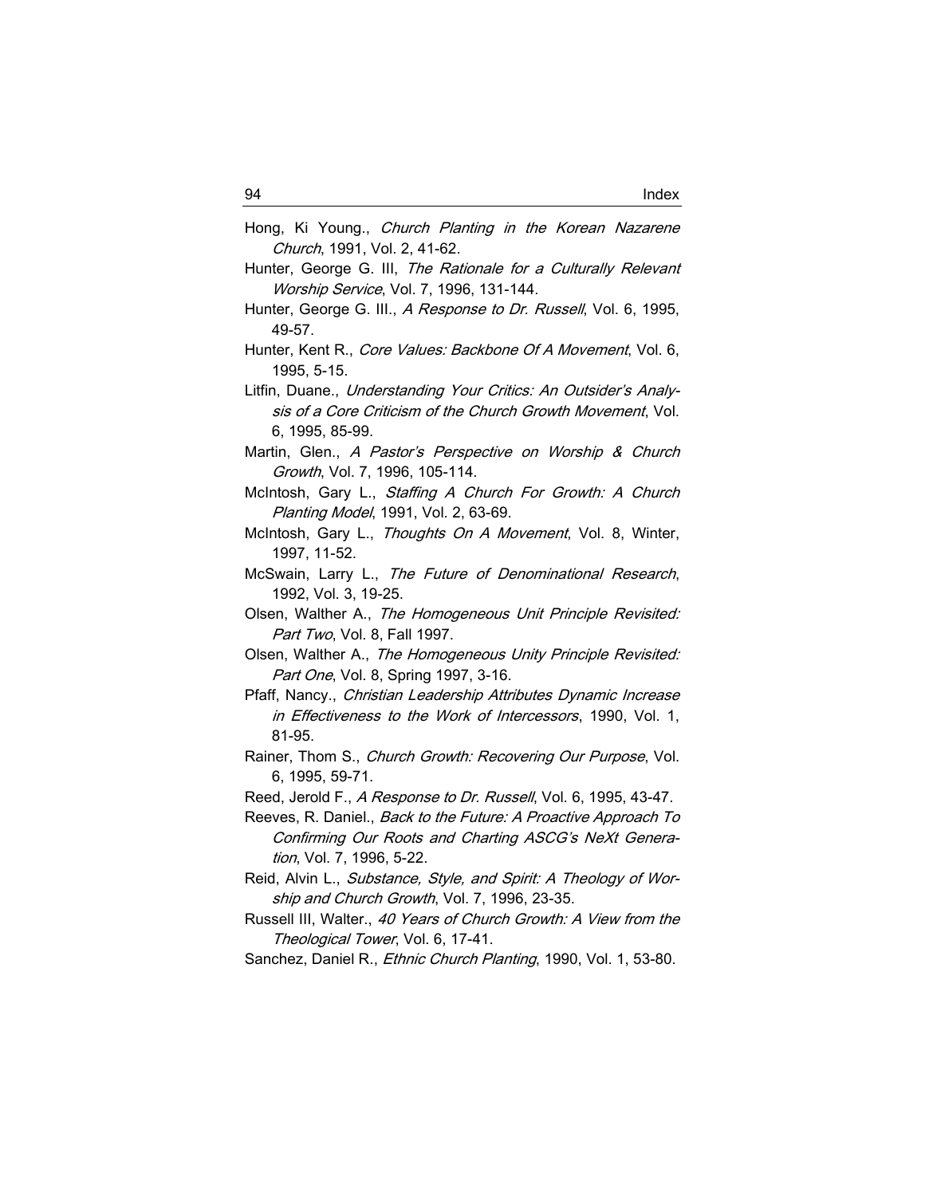Hong, Ki Young., *Church Planting in the Korean Nazarene Church*, 1991, Vol. 2, 41-62.

Hunter, George G. III, *The Rationale for a Culturally Relevant Worship Service*, Vol. 7, 1996, 131-144.

Hunter, George G. III., *A Response to Dr. Russell*, Vol. 6, 1995, 49-57.

Hunter, Kent R., *Core Values: Backbone Of A Movement*, Vol. 6, 1995, 5-15.

Litfin, Duane., *Understanding Your Critics: An Outsider's Analysis of a Core Criticism of the Church Growth Movement*, Vol. 6, 1995, 85-99.

Martin, Glen., *A Pastor's Perspective on Worship & Church Growth*, Vol. 7, 1996, 105-114.

McIntosh, Gary L., *Staffing A Church For Growth: A Church Planting Model*, 1991, Vol. 2, 63-69.

McIntosh, Gary L., *Thoughts On A Movement*, Vol. 8, Winter, 1997, 11-52.

McSwain, Larry L., *The Future of Denominational Research*, 1992, Vol. 3, 19-25.

Olsen, Walther A., *The Homogeneous Unit Principle Revisited: Part Two*, Vol. 8, Fall 1997.

Olsen, Walther A., *The Homogeneous Unity Principle Revisited: Part One*, Vol. 8, Spring 1997, 3-16.

Pfaff, Nancy., *Christian Leadership Attributes Dynamic Increase in Effectiveness to the Work of Intercessors*, 1990, Vol. 1, 81-95.

Rainer, Thom S., *Church Growth: Recovering Our Purpose*, Vol. 6, 1995, 59-71.

Reed, Jerold F., *A Response to Dr. Russell*, Vol. 6, 1995, 43-47.

Reeves, R. Daniel., *Back to the Future: A Proactive Approach To Confirming Our Roots and Charting ASCG's NeXt Generation*, Vol. 7, 1996, 5-22.

Reid, Alvin L., *Substance, Style, and Spirit: A Theology of Worship and Church Growth*, Vol. 7, 1996, 23-35.

Russell III, Walter., *40 Years of Church Growth: A View from the Theological Tower*, Vol. 6, 17-41.

Sanchez, Daniel R., *Ethnic Church Planting*, 1990, Vol. 1, 53-80.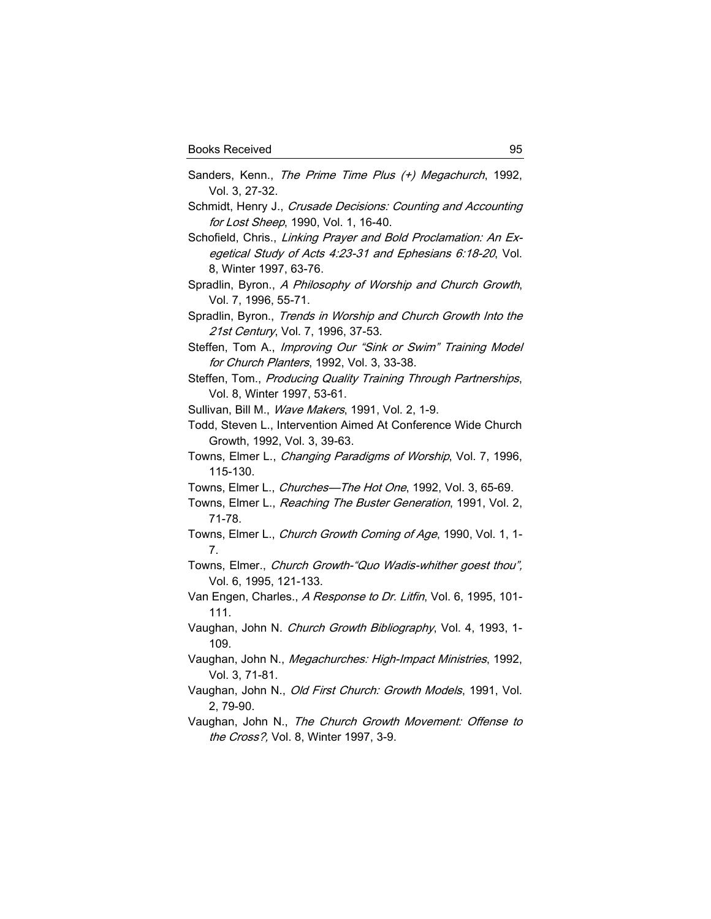Sanders, Kenn., *The Prime Time Plus (+) Megachurch*, 1992, Vol. 3, 27-32.

Schmidt, Henry J., *Crusade Decisions: Counting and Accounting for Lost Sheep*, 1990, Vol. 1, 16-40.

Schofield, Chris., *Linking Prayer and Bold Proclamation: An Exegetical Study of Acts 4:23-31 and Ephesians 6:18-20*, Vol. 8, Winter 1997, 63-76.

Spradlin, Byron., *A Philosophy of Worship and Church Growth*, Vol. 7, 1996, 55-71.

Spradlin, Byron., *Trends in Worship and Church Growth Into the 21st Century*, Vol. 7, 1996, 37-53.

Steffen, Tom A., *Improving Our "Sink or Swim" Training Model for Church Planters*, 1992, Vol. 3, 33-38.

Steffen, Tom., *Producing Quality Training Through Partnerships*, Vol. 8, Winter 1997, 53-61.

Sullivan, Bill M., *Wave Makers*, 1991, Vol. 2, 1-9.

Todd, Steven L., Intervention Aimed At Conference Wide Church Growth, 1992, Vol. 3, 39-63.

Towns, Elmer L., *Changing Paradigms of Worship*, Vol. 7, 1996, 115-130.

Towns, Elmer L., *Churches—The Hot One*, 1992, Vol. 3, 65-69.

Towns, Elmer L., *Reaching The Buster Generation*, 1991, Vol. 2, 71-78.

Towns, Elmer L., *Church Growth Coming of Age*, 1990, Vol. 1, 1-7.

Towns, Elmer., *Church Growth-"Quo Wadis-whither goest thou"*, Vol. 6, 1995, 121-133.

Van Engen, Charles., *A Response to Dr. Litfin*, Vol. 6, 1995, 101-111.

Vaughan, John N. *Church Growth Bibliography*, Vol. 4, 1993, 1-109.

Vaughan, John N., *Megachurches: High-Impact Ministries*, 1992, Vol. 3, 71-81.

Vaughan, John N., *Old First Church: Growth Models*, 1991, Vol. 2, 79-90.

Vaughan, John N., *The Church Growth Movement: Offense to the Cross?,* Vol. 8, Winter 1997, 3-9.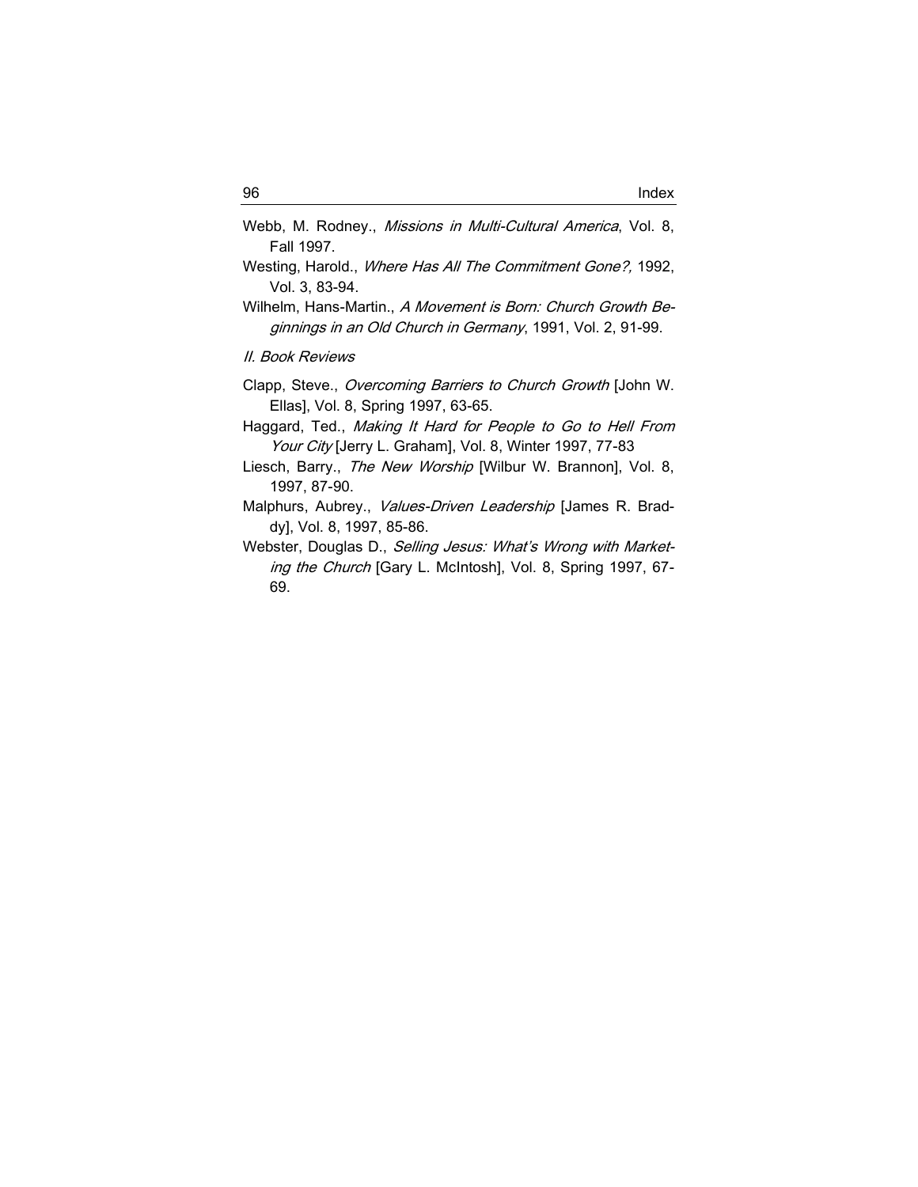Webb, M. Rodney., *Missions in Multi-Cultural America*, Vol. 8, Fall 1997.

Westing, Harold., *Where Has All The Commitment Gone?,* 1992, Vol. 3, 83-94.

Wilhelm, Hans-Martin., *A Movement is Born: Church Growth Beginnings in an Old Church in Germany*, 1991, Vol. 2, 91-99.

*II. Book Reviews*

Clapp, Steve., *Overcoming Barriers to Church Growth* [John W. Ellas], Vol. 8, Spring 1997, 63-65.

Haggard, Ted., *Making It Hard for People to Go to Hell From Your City* [Jerry L. Graham], Vol. 8, Winter 1997, 77-83

Liesch, Barry., *The New Worship* [Wilbur W. Brannon], Vol. 8, 1997, 87-90.

Malphurs, Aubrey., *Values-Driven Leadership* [James R. Braddy], Vol. 8, 1997, 85-86.

Webster, Douglas D., *Selling Jesus: What's Wrong with Marketing the Church* [Gary L. McIntosh], Vol. 8, Spring 1997, 67-69.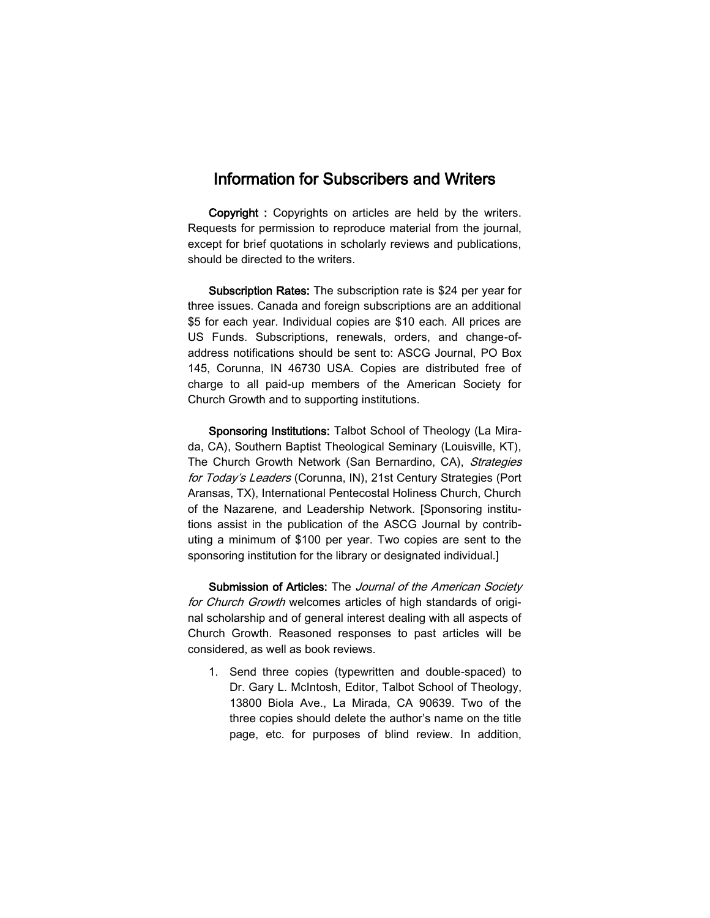# Information for Subscribers and Writers

**Copyright :** Copyrights on articles are held by the writers. Requests for permission to reproduce material from the journal, except for brief quotations in scholarly reviews and publications, should be directed to the writers.

**Subscription Rates:** The subscription rate is $24 per year for three issues. Canada and foreign subscriptions are an additional $5 for each year. Individual copies are $10 each. All prices are US Funds. Subscriptions, renewals, orders, and change-of-address notifications should be sent to: ASCG Journal, PO Box 145, Corunna, IN 46730 USA. Copies are distributed free of charge to all paid-up members of the American Society for Church Growth and to supporting institutions.

**Sponsoring Institutions:** Talbot School of Theology (La Mirada, CA), Southern Baptist Theological Seminary (Louisville, KT), The Church Growth Network (San Bernardino, CA), *Strategies for Today's Leaders* (Corunna, IN), 21st Century Strategies (Port Aransas, TX), International Pentecostal Holiness Church, Church of the Nazarene, and Leadership Network. [Sponsoring institutions assist in the publication of the ASCG Journal by contributing a minimum of $100 per year. Two copies are sent to the sponsoring institution for the library or designated individual.]

**Submission of Articles:** The *Journal of the American Society for Church Growth* welcomes articles of high standards of original scholarship and of general interest dealing with all aspects of Church Growth. Reasoned responses to past articles will be considered, as well as book reviews.

1. Send three copies (typewritten and double-spaced) to Dr. Gary L. McIntosh, Editor, Talbot School of Theology, 13800 Biola Ave., La Mirada, CA 90639. Two of the three copies should delete the author's name on the title page, etc. for purposes of blind review. In addition,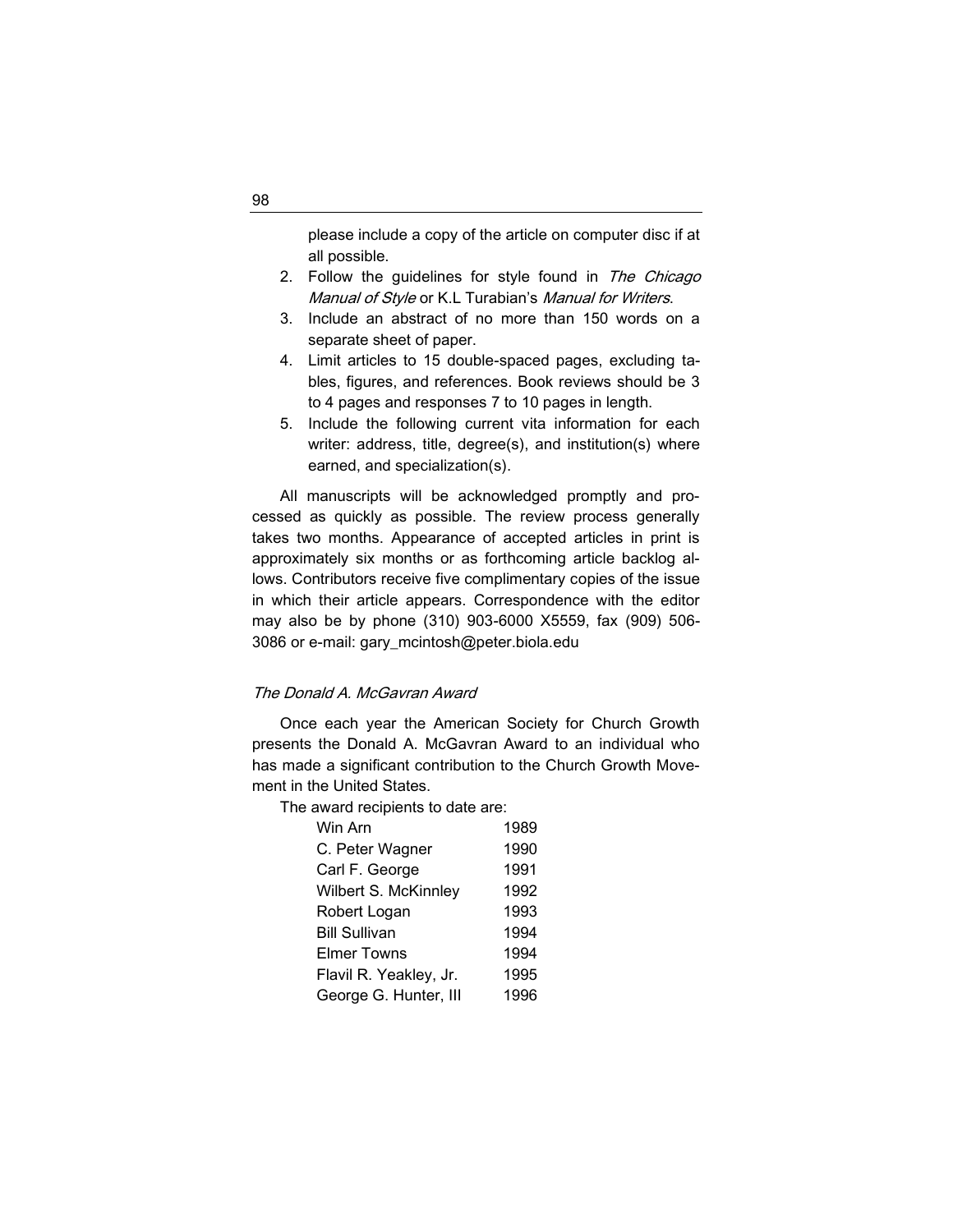please include a copy of the article on computer disc if at all possible.

2. Follow the guidelines for style found in *The Chicago Manual of Style* or K.L Turabian's *Manual for Writers*.
3. Include an abstract of no more than 150 words on a separate sheet of paper.
4. Limit articles to 15 double-spaced pages, excluding tables, figures, and references. Book reviews should be 3 to 4 pages and responses 7 to 10 pages in length.
5. Include the following current vita information for each writer: address, title, degree(s), and institution(s) where earned, and specialization(s).

All manuscripts will be acknowledged promptly and processed as quickly as possible. The review process generally takes two months. Appearance of accepted articles in print is approximately six months or as forthcoming article backlog allows. Contributors receive five complimentary copies of the issue in which their article appears. Correspondence with the editor may also be by phone (310) 903-6000 X5559, fax (909) 506-3086 or e-mail: gary_mcintosh@peter.biola.edu

### *The Donald A. McGavran Award*

Once each year the American Society for Church Growth presents the Donald A. McGavran Award to an individual who has made a significant contribution to the Church Growth Movement in the United States.

The award recipients to date are:

| | |
|---|---|
| Win Arn | 1989 |
| C. Peter Wagner | 1990 |
| Carl F. George | 1991 |
| Wilbert S. McKinnley | 1992 |
| Robert Logan | 1993 |
| Bill Sullivan | 1994 |
| Elmer Towns | 1994 |
| Flavil R. Yeakley, Jr. | 1995 |
| George G. Hunter, III | 1996 |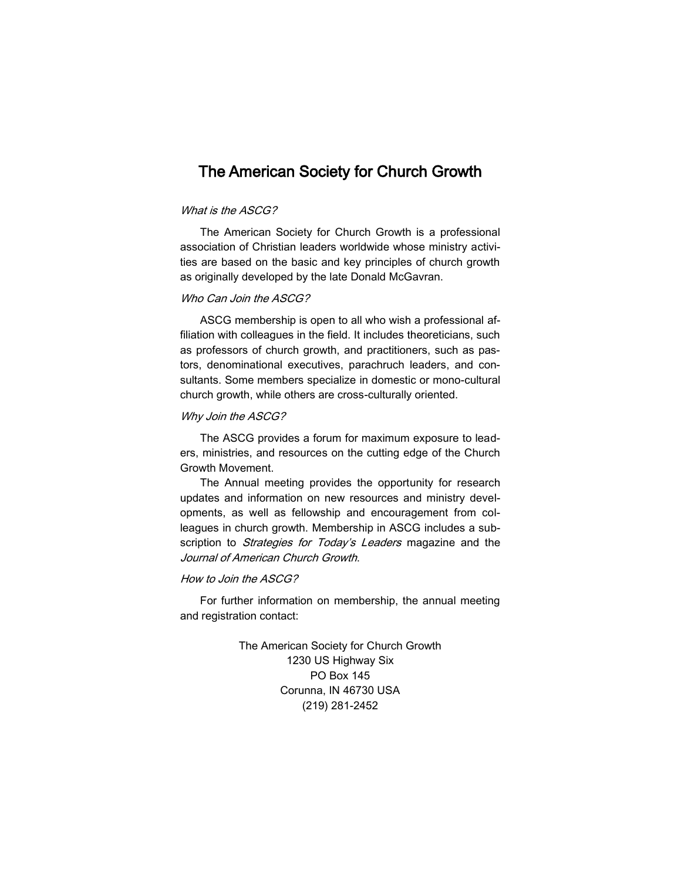# The American Society for Church Growth

*What is the ASCG?*

The American Society for Church Growth is a professional association of Christian leaders worldwide whose ministry activities are based on the basic and key principles of church growth as originally developed by the late Donald McGavran.

*Who Can Join the ASCG?*

ASCG membership is open to all who wish a professional affiliation with colleagues in the field. It includes theoreticians, such as professors of church growth, and practitioners, such as pastors, denominational executives, parachruch leaders, and consultants. Some members specialize in domestic or mono-cultural church growth, while others are cross-culturally oriented.

*Why Join the ASCG?*

The ASCG provides a forum for maximum exposure to leaders, ministries, and resources on the cutting edge of the Church Growth Movement.

The Annual meeting provides the opportunity for research updates and information on new resources and ministry developments, as well as fellowship and encouragement from colleagues in church growth. Membership in ASCG includes a subscription to *Strategies for Today's Leaders* magazine and the *Journal of American Church Growth*.

*How to Join the ASCG?*

For further information on membership, the annual meeting and registration contact:

The American Society for Church Growth
1230 US Highway Six
PO Box 145
Corunna, IN 46730 USA
(219) 281-2452